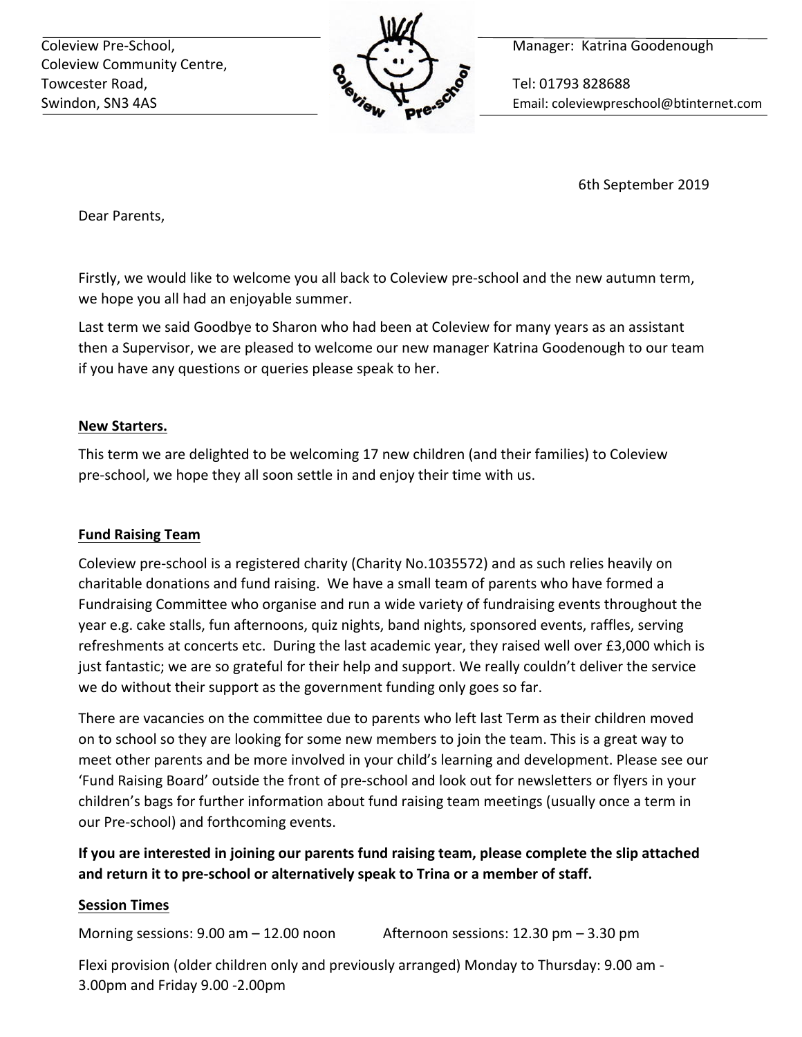Coleview Pre-School,
Coleview Community Centre,
Towcester Road,
Swindon, SN3 4AS

Manager: Katrina Goodenough

Tel: 01793 828688
Email: coleviewpreschool@btinternet.com

6th September 2019

Dear Parents,

Firstly, we would like to welcome you all back to Coleview pre-school and the new autumn term, we hope you all had an enjoyable summer.

Last term we said Goodbye to Sharon who had been at Coleview for many years as an assistant then a Supervisor, we are pleased to welcome our new manager Katrina Goodenough to our team if you have any questions or queries please speak to her.

**New Starters.**

This term we are delighted to be welcoming 17 new children (and their families) to Coleview pre-school, we hope they all soon settle in and enjoy their time with us.

**Fund Raising Team**

Coleview pre-school is a registered charity (Charity No.1035572) and as such relies heavily on charitable donations and fund raising. We have a small team of parents who have formed a Fundraising Committee who organise and run a wide variety of fundraising events throughout the year e.g. cake stalls, fun afternoons, quiz nights, band nights, sponsored events, raffles, serving refreshments at concerts etc. During the last academic year, they raised well over £3,000 which is just fantastic; we are so grateful for their help and support. We really couldn't deliver the service we do without their support as the government funding only goes so far.

There are vacancies on the committee due to parents who left last Term as their children moved on to school so they are looking for some new members to join the team. This is a great way to meet other parents and be more involved in your child's learning and development. Please see our 'Fund Raising Board' outside the front of pre-school and look out for newsletters or flyers in your children's bags for further information about fund raising team meetings (usually once a term in our Pre-school) and forthcoming events.

**If you are interested in joining our parents fund raising team, please complete the slip attached and return it to pre-school or alternatively speak to Trina or a member of staff.**

**Session Times**

Morning sessions: 9.00 am – 12.00 noon    Afternoon sessions: 12.30 pm – 3.30 pm

Flexi provision (older children only and previously arranged) Monday to Thursday: 9.00 am - 3.00pm and Friday 9.00 -2.00pm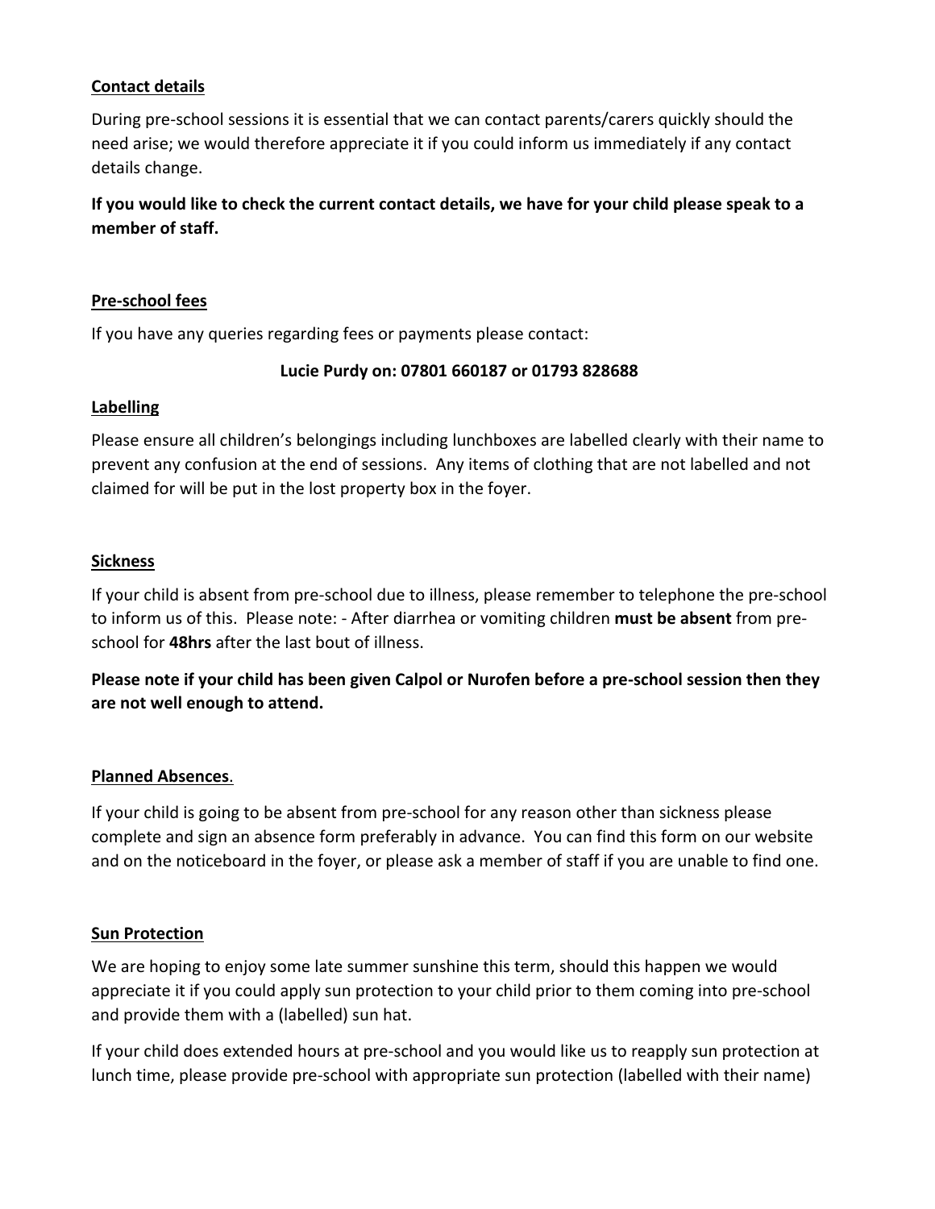## Contact details

During pre-school sessions it is essential that we can contact parents/carers quickly should the need arise; we would therefore appreciate it if you could inform us immediately if any contact details change.

**If you would like to check the current contact details, we have for your child please speak to a member of staff.**

## Pre-school fees

If you have any queries regarding fees or payments please contact:

**Lucie Purdy on: 07801 660187 or 01793 828688**

## Labelling

Please ensure all children's belongings including lunchboxes are labelled clearly with their name to prevent any confusion at the end of sessions. Any items of clothing that are not labelled and not claimed for will be put in the lost property box in the foyer.

## Sickness

If your child is absent from pre-school due to illness, please remember to telephone the pre-school to inform us of this. Please note: - After diarrhea or vomiting children **must be absent** from pre-school for **48hrs** after the last bout of illness.

**Please note if your child has been given Calpol or Nurofen before a pre-school session then they are not well enough to attend.**

## Planned Absences.

If your child is going to be absent from pre-school for any reason other than sickness please complete and sign an absence form preferably in advance. You can find this form on our website and on the noticeboard in the foyer, or please ask a member of staff if you are unable to find one.

## Sun Protection

We are hoping to enjoy some late summer sunshine this term, should this happen we would appreciate it if you could apply sun protection to your child prior to them coming into pre-school and provide them with a (labelled) sun hat.

If your child does extended hours at pre-school and you would like us to reapply sun protection at lunch time, please provide pre-school with appropriate sun protection (labelled with their name)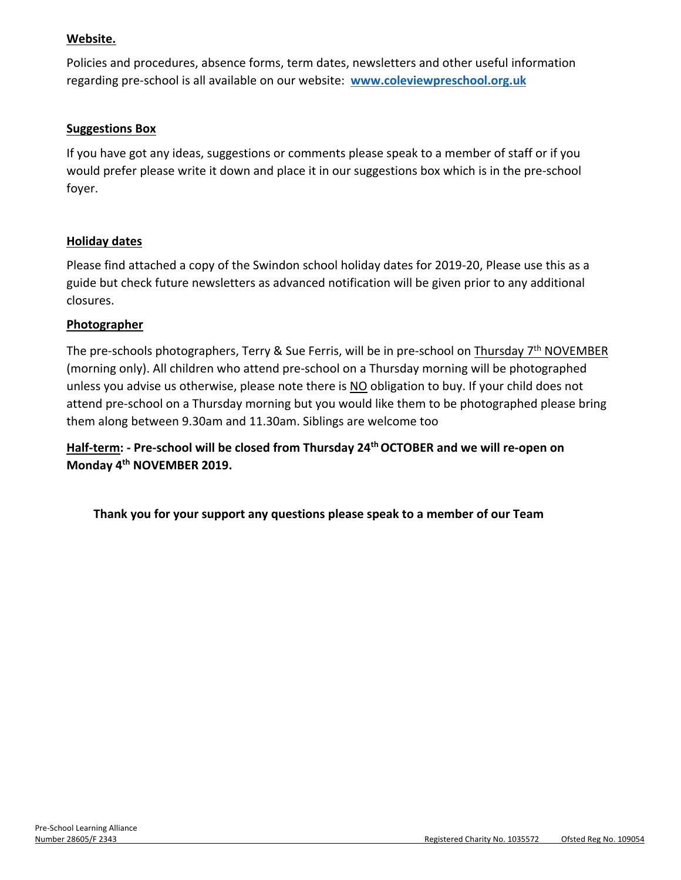**Website.**

Policies and procedures, absence forms, term dates, newsletters and other useful information regarding pre-school is all available on our website: **www.coleviewpreschool.org.uk**

**Suggestions Box**

If you have got any ideas, suggestions or comments please speak to a member of staff or if you would prefer please write it down and place it in our suggestions box which is in the pre-school foyer.

**Holiday dates**

Please find attached a copy of the Swindon school holiday dates for 2019-20, Please use this as a guide but check future newsletters as advanced notification will be given prior to any additional closures.

**Photographer**

The pre-schools photographers, Terry & Sue Ferris, will be in pre-school on Thursday 7th NOVEMBER (morning only). All children who attend pre-school on a Thursday morning will be photographed unless you advise us otherwise, please note there is NO obligation to buy. If your child does not attend pre-school on a Thursday morning but you would like them to be photographed please bring them along between 9.30am and 11.30am. Siblings are welcome too

**Half-term: - Pre-school will be closed from Thursday 24th OCTOBER and we will re-open on Monday 4th NOVEMBER 2019.**

**Thank you for your support any questions please speak to a member of our Team**

Pre-School Learning Alliance
Number 28605/F 2343 Registered Charity No. 1035572 Ofsted Reg No. 109054